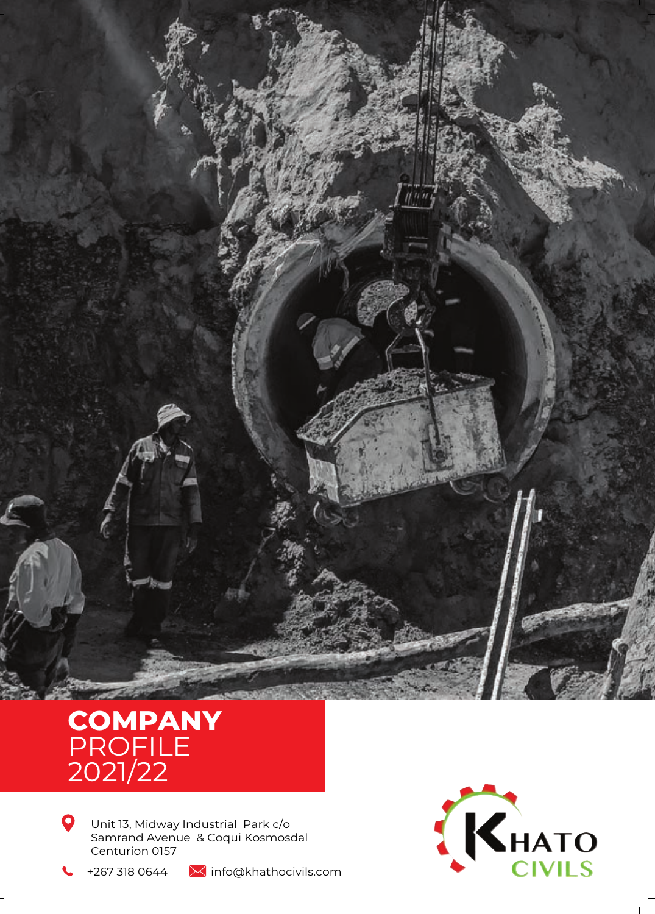# COMPANY PROFILE 2021/22

Unit 13, Midway Industrial Park c/o Samrand Avenue & Coqui Kosmosdal Centurion 0157

+267 318 0644 info@khathocivils.com

KHATO CIVILS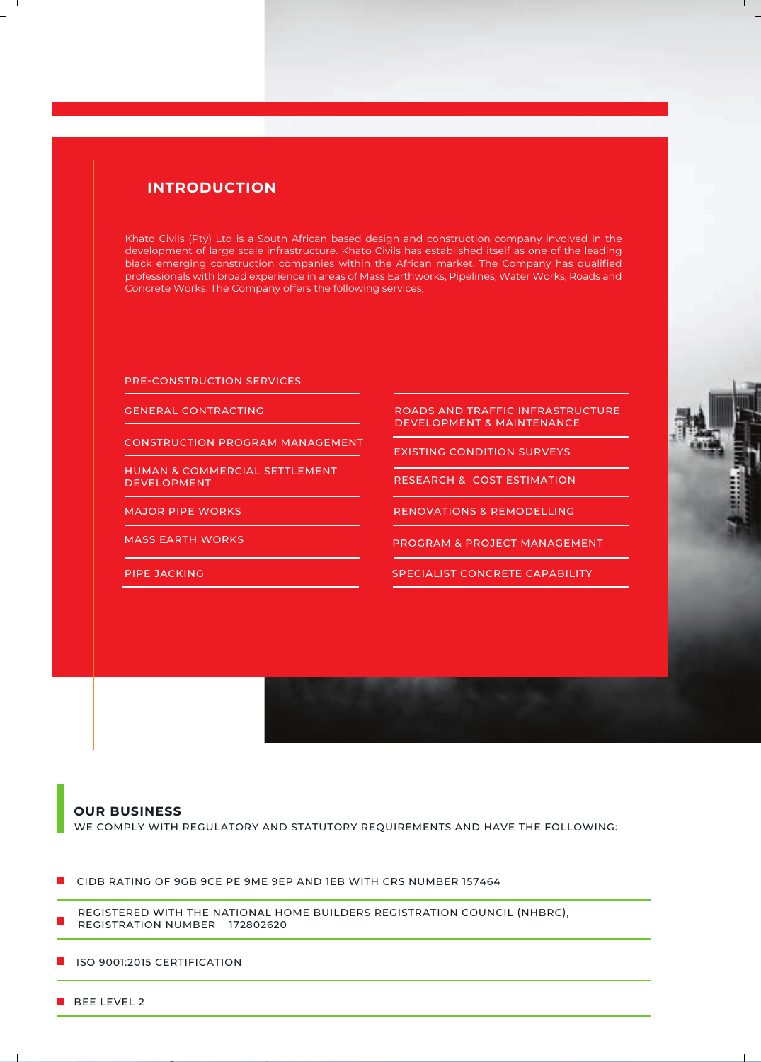## INTRODUCTION

Khato Civils (Pty) Ltd is a South African based design and construction company involved in the development of large scale infrastructure. Khato Civils has established itself as one of the leading black emerging construction companies within the African market. The Company has qualified professionals with broad experience in areas of Mass Earthworks, Pipelines, Water Works, Roads and Concrete Works. The Company offers the following services;

- PRE-CONSTRUCTION SERVICES
- GENERAL CONTRACTING
- CONSTRUCTION PROGRAM MANAGEMENT
- HUMAN & COMMERCIAL SETTLEMENT DEVELOPMENT
- MAJOR PIPE WORKS
- MASS EARTH WORKS
- PIPE JACKING
- ROADS AND TRAFFIC INFRASTRUCTURE DEVELOPMENT & MAINTENANCE
- EXISTING CONDITION SURVEYS
- RESEARCH & COST ESTIMATION
- RENOVATIONS & REMODELLING
- PROGRAM & PROJECT MANAGEMENT
- SPECIALIST CONCRETE CAPABILITY

## OUR BUSINESS

WE COMPLY WITH REGULATORY AND STATUTORY REQUIREMENTS AND HAVE THE FOLLOWING:

- CIDB RATING OF 9GB 9CE PE 9ME 9EP AND 1EB WITH CRS NUMBER 157464
- REGISTERED WITH THE NATIONAL HOME BUILDERS REGISTRATION COUNCIL (NHBRC), REGISTRATION NUMBER 172802620
- ISO 9001:2015 CERTIFICATION
- BEE LEVEL 2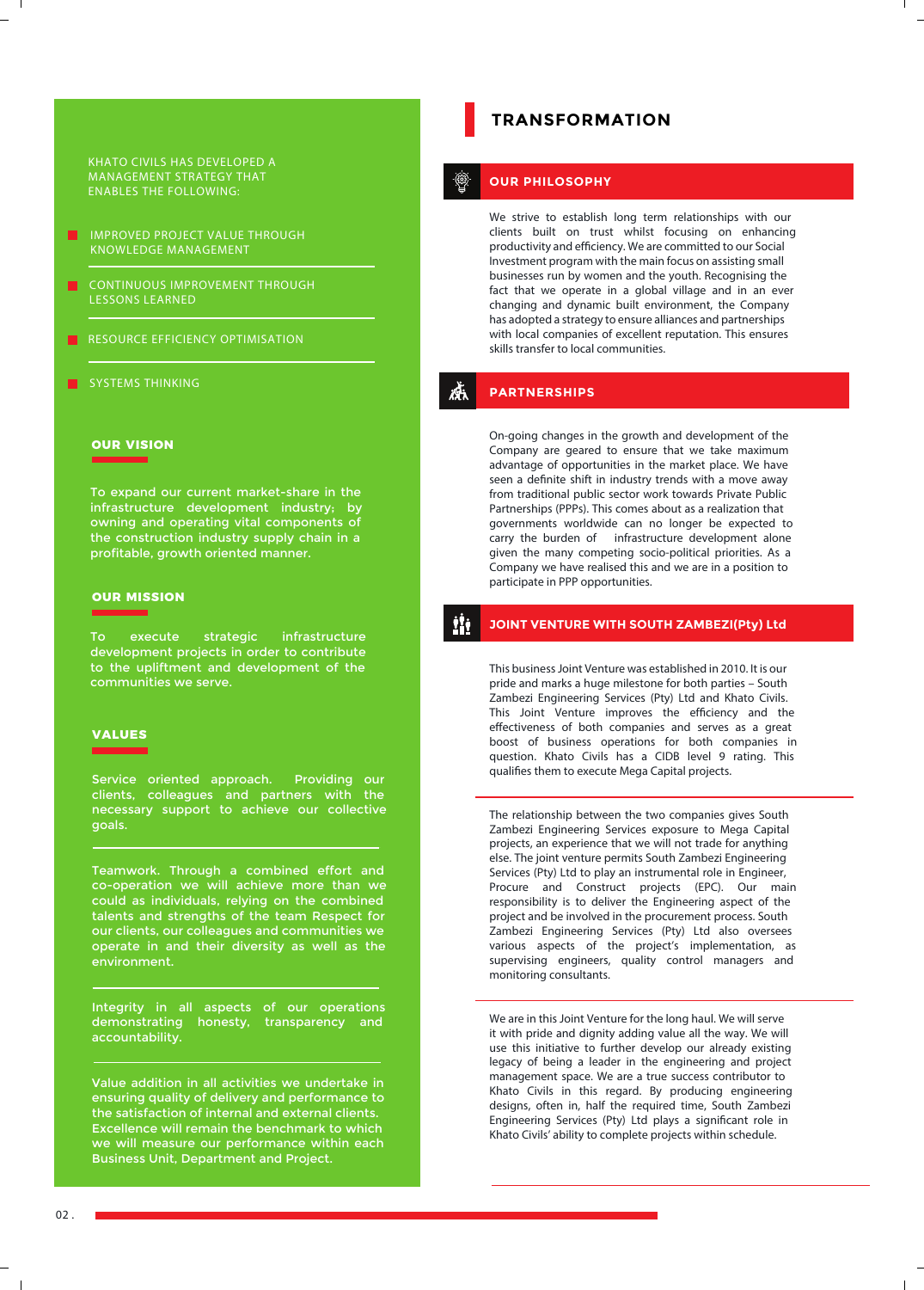KHATO CIVILS HAS DEVELOPED A MANAGEMENT STRATEGY THAT ENABLES THE FOLLOWING:

- IMPROVED PROJECT VALUE THROUGH KNOWLEDGE MANAGEMENT
- CONTINUOUS IMPROVEMENT THROUGH LESSONS LEARNED
- RESOURCE EFFICIENCY OPTIMISATION
- SYSTEMS THINKING

### OUR VISION

To expand our current market-share in the infrastructure development industry; by owning and operating vital components of the construction industry supply chain in a profitable, growth oriented manner.

### OUR MISSION

To execute strategic infrastructure development projects in order to contribute to the upliftment and development of the communities we serve.

### VALUES

Service oriented approach. Providing our clients, colleagues and partners with the necessary support to achieve our collective goals.

Teamwork. Through a combined effort and co-operation we will achieve more than we could as individuals, relying on the combined talents and strengths of the team Respect for our clients, our colleagues and communities we operate in and their diversity as well as the environment.

Integrity in all aspects of our operations demonstrating honesty, transparency and accountability.

Value addition in all activities we undertake in ensuring quality of delivery and performance to the satisfaction of internal and external clients. Excellence will remain the benchmark to which we will measure our performance within each Business Unit, Department and Project.

# TRANSFORMATION

## OUR PHILOSOPHY

We strive to establish long term relationships with our clients built on trust whilst focusing on enhancing productivity and efficiency. We are committed to our Social Investment program with the main focus on assisting small businesses run by women and the youth. Recognising the fact that we operate in a global village and in an ever changing and dynamic built environment, the Company has adopted a strategy to ensure alliances and partnerships with local companies of excellent reputation. This ensures skills transfer to local communities.

## PARTNERSHIPS

On-going changes in the growth and development of the Company are geared to ensure that we take maximum advantage of opportunities in the market place. We have seen a definite shift in industry trends with a move away from traditional public sector work towards Private Public Partnerships (PPPs). This comes about as a realization that governments worldwide can no longer be expected to carry the burden of infrastructure development alone given the many competing socio-political priorities. As a Company we have realised this and we are in a position to participate in PPP opportunities.

## JOINT VENTURE WITH SOUTH ZAMBEZI(Pty) Ltd

This business Joint Venture was established in 2010. It is our pride and marks a huge milestone for both parties – South Zambezi Engineering Services (Pty) Ltd and Khato Civils. This Joint Venture improves the efficiency and the effectiveness of both companies and serves as a great boost of business operations for both companies in question. Khato Civils has a CIDB level 9 rating. This qualifies them to execute Mega Capital projects.

The relationship between the two companies gives South Zambezi Engineering Services exposure to Mega Capital projects, an experience that we will not trade for anything else. The joint venture permits South Zambezi Engineering Services (Pty) Ltd to play an instrumental role in Engineer, Procure and Construct projects (EPC). Our main responsibility is to deliver the Engineering aspect of the project and be involved in the procurement process. South Zambezi Engineering Services (Pty) Ltd also oversees various aspects of the project's implementation, as supervising engineers, quality control managers and monitoring consultants.

We are in this Joint Venture for the long haul. We will serve it with pride and dignity adding value all the way. We will use this initiative to further develop our already existing legacy of being a leader in the engineering and project management space. We are a true success contributor to Khato Civils in this regard. By producing engineering designs, often in, half the required time, South Zambezi Engineering Services (Pty) Ltd plays a significant role in Khato Civils' ability to complete projects within schedule.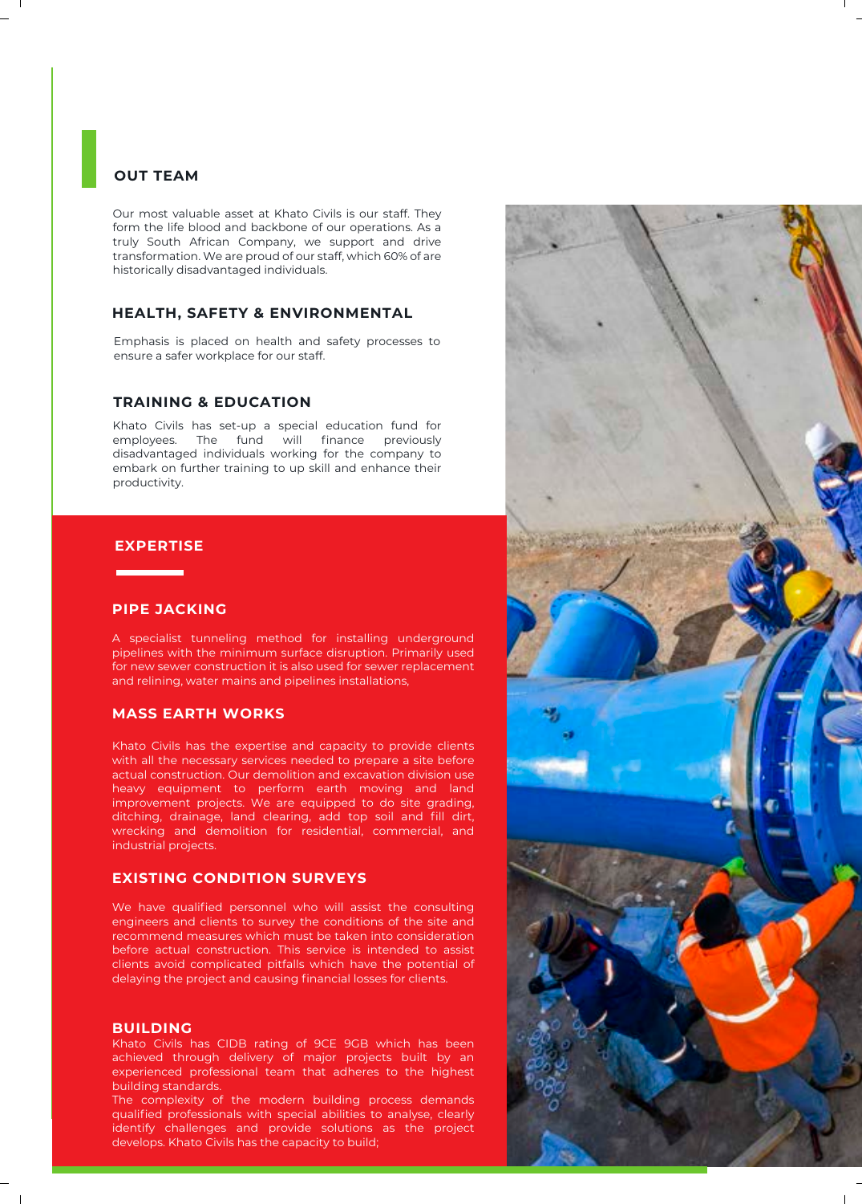## OUT TEAM

Our most valuable asset at Khato Civils is our staff. They form the life blood and backbone of our operations. As a truly South African Company, we support and drive transformation. We are proud of our staff, which 60% of are historically disadvantaged individuals.

## HEALTH, SAFETY & ENVIRONMENTAL

Emphasis is placed on health and safety processes to ensure a safer workplace for our staff.

## TRAINING & EDUCATION

Khato Civils has set-up a special education fund for employees. The fund will finance previously disadvantaged individuals working for the company to embark on further training to up skill and enhance their productivity.

## EXPERTISE

### PIPE JACKING

A specialist tunneling method for installing underground pipelines with the minimum surface disruption. Primarily used for new sewer construction it is also used for sewer replacement and relining, water mains and pipelines installations,

### MASS EARTH WORKS

Khato Civils has the expertise and capacity to provide clients with all the necessary services needed to prepare a site before actual construction. Our demolition and excavation division use heavy equipment to perform earth moving and land improvement projects. We are equipped to do site grading, ditching, drainage, land clearing, add top soil and fill dirt, wrecking and demolition for residential, commercial, and industrial projects.

### EXISTING CONDITION SURVEYS

We have qualified personnel who will assist the consulting engineers and clients to survey the conditions of the site and recommend measures which must be taken into consideration before actual construction. This service is intended to assist clients avoid complicated pitfalls which have the potential of delaying the project and causing financial losses for clients.

### BUILDING

Khato Civils has CIDB rating of 9CE 9GB which has been achieved through delivery of major projects built by an experienced professional team that adheres to the highest building standards.

The complexity of the modern building process demands qualified professionals with special abilities to analyse, clearly identify challenges and provide solutions as the project develops. Khato Civils has the capacity to build;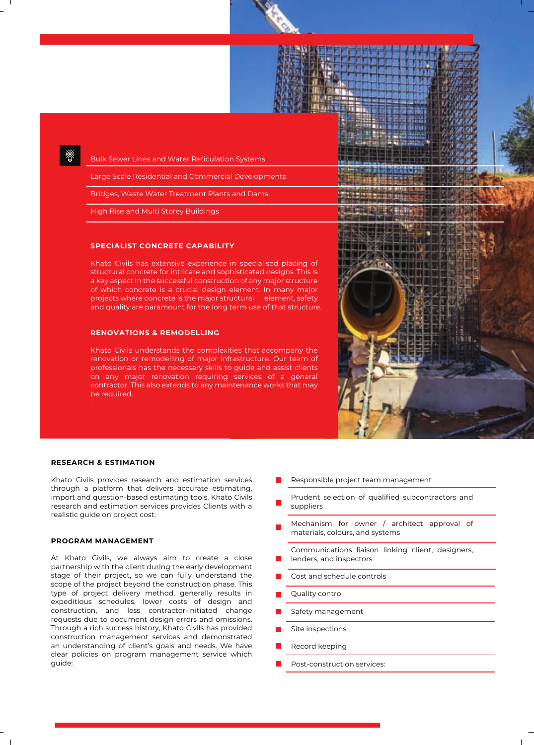- Bulk Sewer Lines and Water Reticulation Systems
- Large Scale Residential and Commercial Developments
- Bridges, Waste Water Treatment Plants and Dams
- High Rise and Multi Storey Buildings

## SPECIALIST CONCRETE CAPABILITY

Khato Civils has extensive experience in specialised placing of structural concrete for intricate and sophisticated designs. This is a key aspect in the successful construction of any major structure of which concrete is a crucial design element. In many major projects where concrete is the major structural element, safety and quality are paramount for the long term use of that structure.

## RENOVATIONS & REMODELLING

Khato Civils understands the complexities that accompany the renovation or remodelling of major infrastructure. Our team of professionals has the necessary skills to guide and assist clients on any major renovation requiring services of a general contractor. This also extends to any maintenance works that may be required.

## RESEARCH & ESTIMATION

Khato Civils provides research and estimation services through a platform that delivers accurate estimating, import and question-based estimating tools. Khato Civils research and estimation services provides Clients with a realistic guide on project cost.

## PROGRAM MANAGEMENT

At Khato Civils, we always aim to create a close partnership with the client during the early development stage of their project, so we can fully understand the scope of the project beyond the construction phase. This type of project delivery method, generally results in expeditious schedules, lower costs of design and construction, and less contractor-initiated change requests due to document design errors and omissions. Through a rich success history, Khato Civils has provided construction management services and demonstrated an understanding of client's goals and needs. We have clear policies on program management service which guide:

- Responsible project team management
- Prudent selection of qualified subcontractors and suppliers
- Mechanism for owner / architect approval of materials, colours, and systems
- Communications liaison linking client, designers, lenders, and inspectors
- Cost and schedule controls
- Quality control
- Safety management
- Site inspections
- Record keeping
- Post-construction services: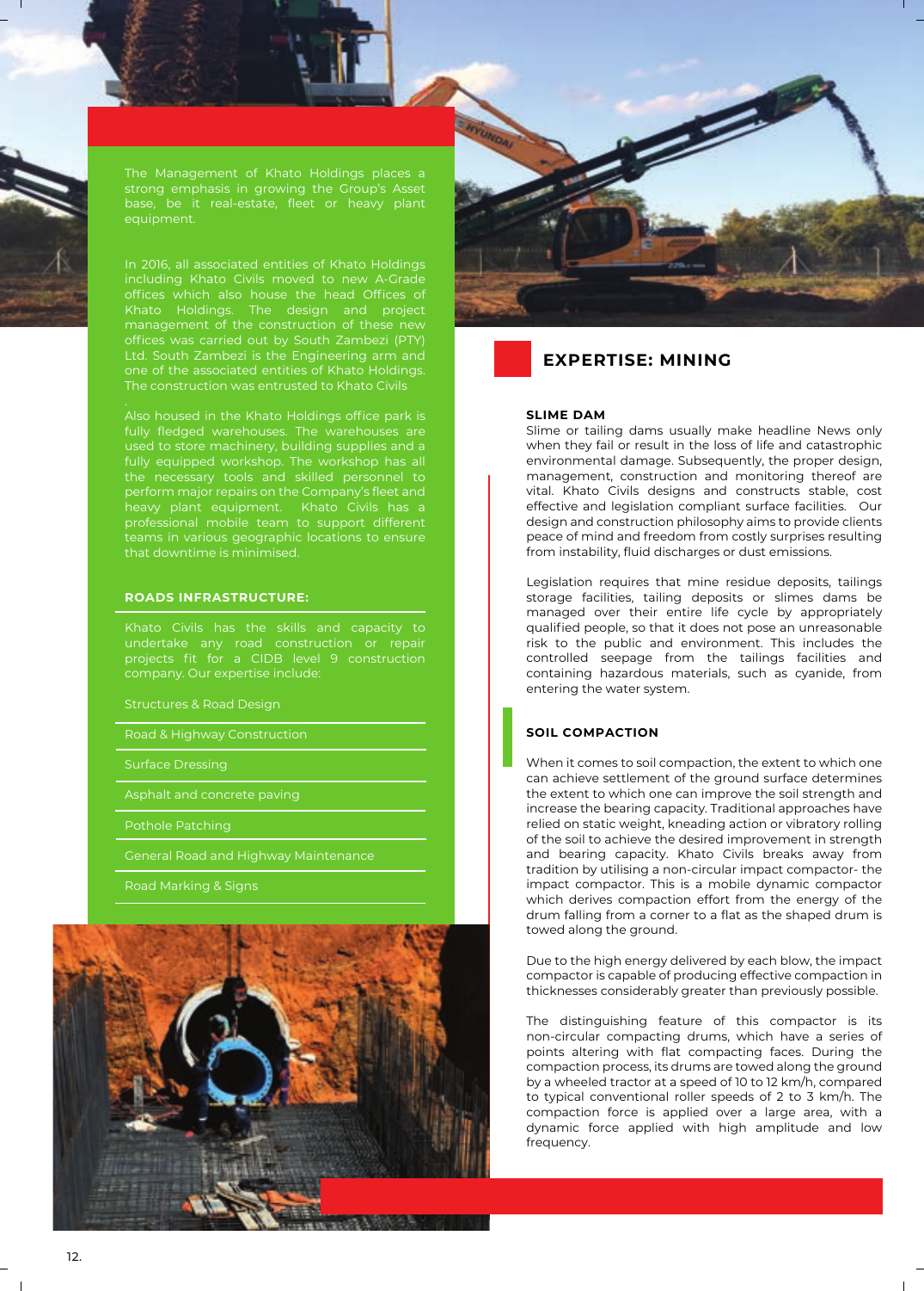The Management of Khato Holdings places a strong emphasis in growing the Group's Asset base, be it real-estate, fleet or heavy plant equipment.

In 2016, all associated entities of Khato Holdings including Khato Civils moved to new A-Grade offices which also house the head Offices of Khato Holdings. The design and project management of the construction of these new offices was carried out by South Zambezi (PTY) Ltd. South Zambezi is the Engineering arm and one of the associated entities of Khato Holdings. The construction was entrusted to Khato Civils

Also housed in the Khato Holdings office park is fully fledged warehouses. The warehouses are used to store machinery, building supplies and a fully equipped workshop. The workshop has all the necessary tools and skilled personnel to perform major repairs on the Company's fleet and heavy plant equipment. Khato Civils has a professional mobile team to support different teams in various geographic locations to ensure that downtime is minimised.

### ROADS INFRASTRUCTURE:

Khato Civils has the skills and capacity to undertake any road construction or repair projects fit for a CIDB level 9 construction company. Our expertise include:

- Structures & Road Design
- Road & Highway Construction
- Surface Dressing
- Asphalt and concrete paving
- Pothole Patching
- General Road and Highway Maintenance
- Road Marking & Signs

## EXPERTISE: MINING

### SLIME DAM

Slime or tailing dams usually make headline News only when they fail or result in the loss of life and catastrophic environmental damage. Subsequently, the proper design, management, construction and monitoring thereof are vital. Khato Civils designs and constructs stable, cost effective and legislation compliant surface facilities. Our design and construction philosophy aims to provide clients peace of mind and freedom from costly surprises resulting from instability, fluid discharges or dust emissions.

Legislation requires that mine residue deposits, tailings storage facilities, tailing deposits or slimes dams be managed over their entire life cycle by appropriately qualified people, so that it does not pose an unreasonable risk to the public and environment. This includes the controlled seepage from the tailings facilities and containing hazardous materials, such as cyanide, from entering the water system.

### SOIL COMPACTION

When it comes to soil compaction, the extent to which one can achieve settlement of the ground surface determines the extent to which one can improve the soil strength and increase the bearing capacity. Traditional approaches have relied on static weight, kneading action or vibratory rolling of the soil to achieve the desired improvement in strength and bearing capacity. Khato Civils breaks away from tradition by utilising a non-circular impact compactor- the impact compactor. This is a mobile dynamic compactor which derives compaction effort from the energy of the drum falling from a corner to a flat as the shaped drum is towed along the ground.

Due to the high energy delivered by each blow, the impact compactor is capable of producing effective compaction in thicknesses considerably greater than previously possible.

The distinguishing feature of this compactor is its non-circular compacting drums, which have a series of points altering with flat compacting faces. During the compaction process, its drums are towed along the ground by a wheeled tractor at a speed of 10 to 12 km/h, compared to typical conventional roller speeds of 2 to 3 km/h. The compaction force is applied over a large area, with a dynamic force applied with high amplitude and low frequency.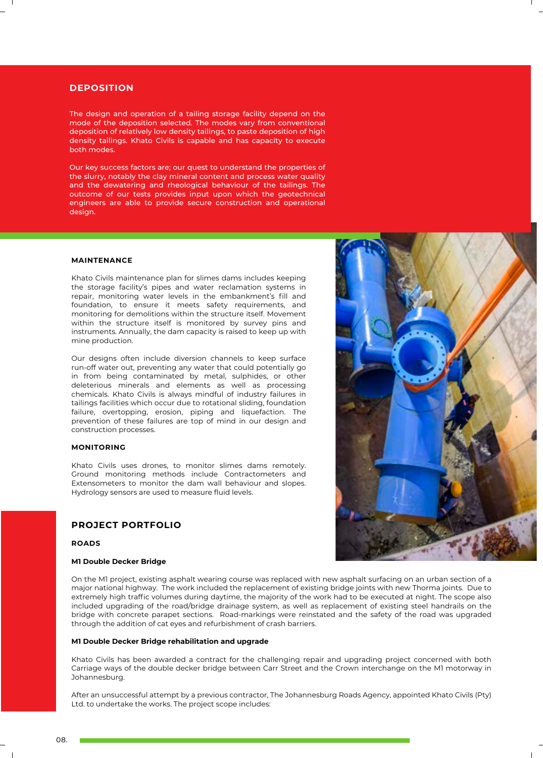## DEPOSITION

The design and operation of a tailing storage facility depend on the mode of the deposition selected. The modes vary from conventional deposition of relatively low density tailings, to paste deposition of high density tailings. Khato Civils is capable and has capacity to execute both modes.

Our key success factors are; our quest to understand the properties of the slurry, notably the clay mineral content and process water quality and the dewatering and rheological behaviour of the tailings. The outcome of our tests provides input upon which the geotechnical engineers are able to provide secure construction and operational design.

### MAINTENANCE

Khato Civils maintenance plan for slimes dams includes keeping the storage facility's pipes and water reclamation systems in repair, monitoring water levels in the embankment's fill and foundation, to ensure it meets safety requirements, and monitoring for demolitions within the structure itself. Movement within the structure itself is monitored by survey pins and instruments. Annually, the dam capacity is raised to keep up with mine production.

Our designs often include diversion channels to keep surface run-off water out, preventing any water that could potentially go in from being contaminated by metal, sulphides, or other deleterious minerals and elements as well as processing chemicals. Khato Civils is always mindful of industry failures in tailings facilities which occur due to rotational sliding, foundation failure, overtopping, erosion, piping and liquefaction. The prevention of these failures are top of mind in our design and construction processes.

### MONITORING

Khato Civils uses drones, to monitor slimes dams remotely. Ground monitoring methods include Contractometers and Extensometers to monitor the dam wall behaviour and slopes. Hydrology sensors are used to measure fluid levels.

## PROJECT PORTFOLIO

### ROADS

**M1 Double Decker Bridge**

On the M1 project, existing asphalt wearing course was replaced with new asphalt surfacing on an urban section of a major national highway. The work included the replacement of existing bridge joints with new Thorma joints. Due to extremely high traffic volumes during daytime, the majority of the work had to be executed at night. The scope also included upgrading of the road/bridge drainage system, as well as replacement of existing steel handrails on the bridge with concrete parapet sections. Road-markings were reinstated and the safety of the road was upgraded through the addition of cat eyes and refurbishment of crash barriers.

**M1 Double Decker Bridge rehabilitation and upgrade**

Khato Civils has been awarded a contract for the challenging repair and upgrading project concerned with both Carriage ways of the double decker bridge between Carr Street and the Crown interchange on the M1 motorway in Johannesburg.

After an unsuccessful attempt by a previous contractor, The Johannesburg Roads Agency, appointed Khato Civils (Pty) Ltd. to undertake the works. The project scope includes: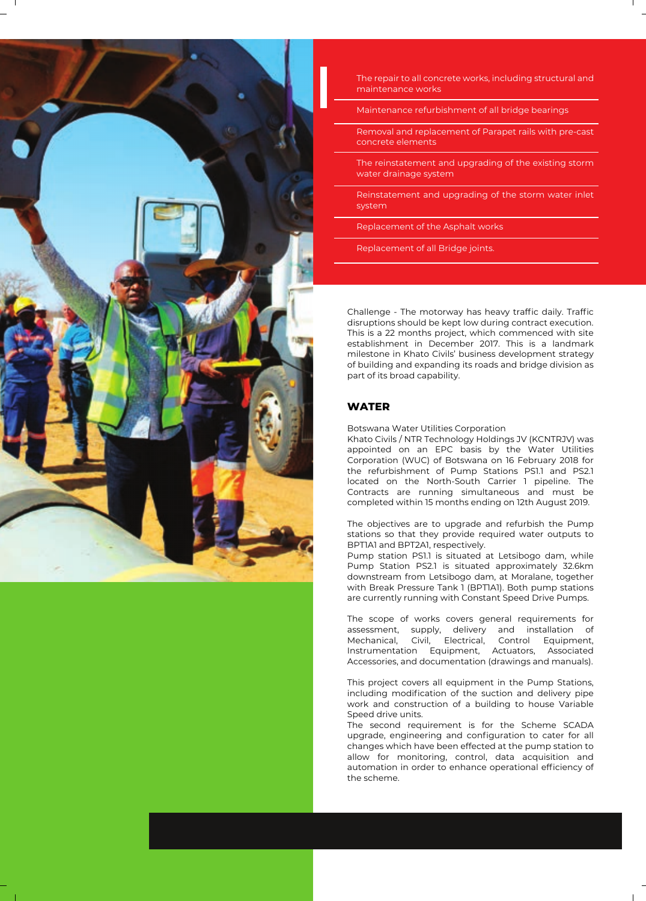- The repair to all concrete works, including structural and maintenance works
- Maintenance refurbishment of all bridge bearings
- Removal and replacement of Parapet rails with pre-cast concrete elements
- The reinstatement and upgrading of the existing storm water drainage system
- Reinstatement and upgrading of the storm water inlet system
- Replacement of the Asphalt works
- Replacement of all Bridge joints.

Challenge - The motorway has heavy traffic daily. Traffic disruptions should be kept low during contract execution. This is a 22 months project, which commenced with site establishment in December 2017. This is a landmark milestone in Khato Civils' business development strategy of building and expanding its roads and bridge division as part of its broad capability.

## WATER

Botswana Water Utilities Corporation

Khato Civils / NTR Technology Holdings JV (KCNTRJV) was appointed on an EPC basis by the Water Utilities Corporation (WUC) of Botswana on 16 February 2018 for the refurbishment of Pump Stations PS1.1 and PS2.1 located on the North-South Carrier 1 pipeline. The Contracts are running simultaneous and must be completed within 15 months ending on 12th August 2019.

The objectives are to upgrade and refurbish the Pump stations so that they provide required water outputs to BPT1A1 and BPT2A1, respectively.

Pump station PS1.1 is situated at Letsibogo dam, while Pump Station PS2.1 is situated approximately 32.6km downstream from Letsibogo dam, at Moralane, together with Break Pressure Tank 1 (BPT1A1). Both pump stations are currently running with Constant Speed Drive Pumps.

The scope of works covers general requirements for assessment, supply, delivery and installation of Mechanical, Civil, Electrical, Control Equipment, Instrumentation Equipment, Actuators, Associated Accessories, and documentation (drawings and manuals).

This project covers all equipment in the Pump Stations, including modification of the suction and delivery pipe work and construction of a building to house Variable Speed drive units.

The second requirement is for the Scheme SCADA upgrade, engineering and configuration to cater for all changes which have been effected at the pump station to allow for monitoring, control, data acquisition and automation in order to enhance operational efficiency of the scheme.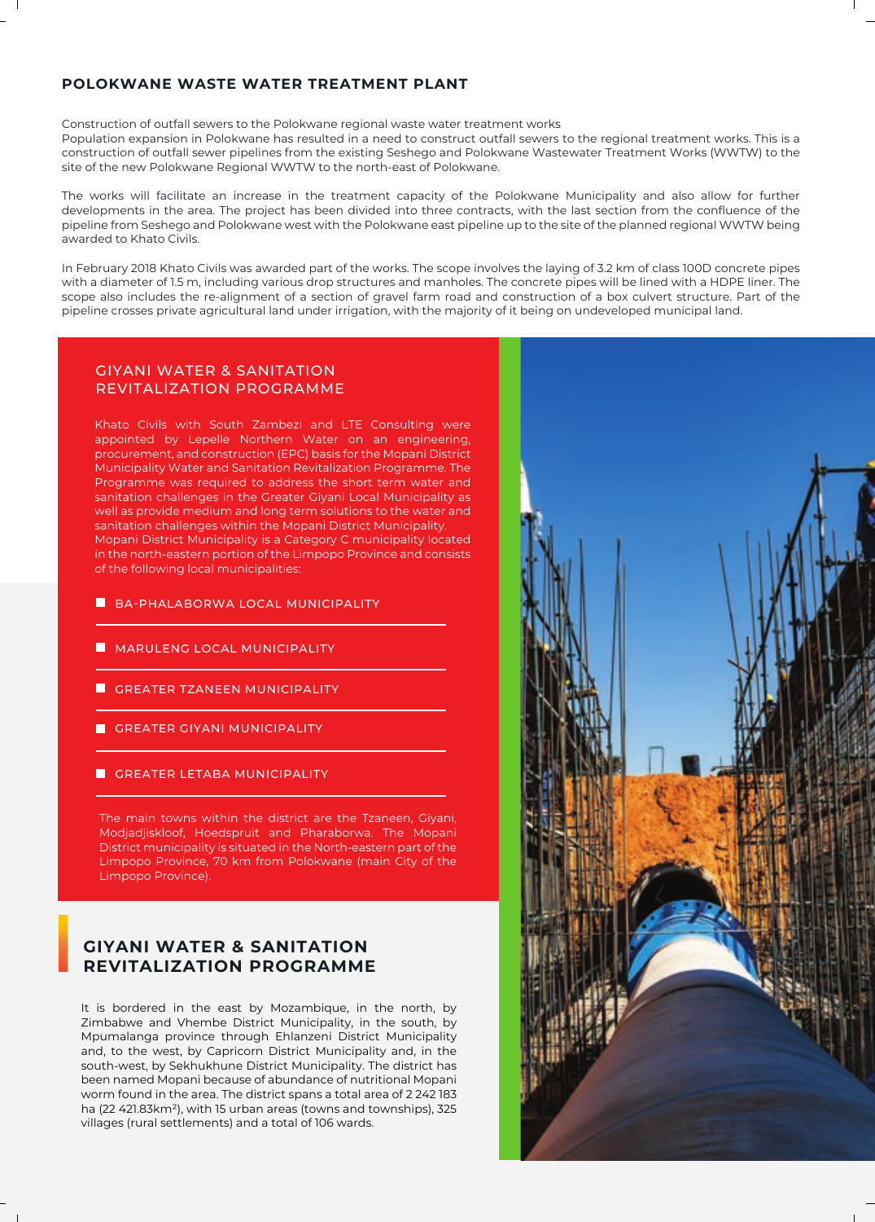## POLOKWANE WASTE WATER TREATMENT PLANT

Construction of outfall sewers to the Polokwane regional waste water treatment works
Population expansion in Polokwane has resulted in a need to construct outfall sewers to the regional treatment works. This is a construction of outfall sewer pipelines from the existing Seshego and Polokwane Wastewater Treatment Works (WWTW) to the site of the new Polokwane Regional WWTW to the north-east of Polokwane.

The works will facilitate an increase in the treatment capacity of the Polokwane Municipality and also allow for further developments in the area. The project has been divided into three contracts, with the last section from the confluence of the pipeline from Seshego and Polokwane west with the Polokwane east pipeline up to the site of the planned regional WWTW being awarded to Khato Civils.

In February 2018 Khato Civils was awarded part of the works. The scope involves the laying of 3.2 km of class 100D concrete pipes with a diameter of 1.5 m, including various drop structures and manholes. The concrete pipes will be lined with a HDPE liner. The scope also includes the re-alignment of a section of gravel farm road and construction of a box culvert structure. Part of the pipeline crosses private agricultural land under irrigation, with the majority of it being on undeveloped municipal land.

## GIYANI WATER & SANITATION REVITALIZATION PROGRAMME

Khato Civils with South Zambezi and LTE Consulting were appointed by Lepelle Northern Water on an engineering, procurement, and construction (EPC) basis for the Mopani District Municipality Water and Sanitation Revitalization Programme. The Programme was required to address the short term water and sanitation challenges in the Greater Giyani Local Municipality as well as provide medium and long term solutions to the water and sanitation challenges within the Mopani District Municipality.
Mopani District Municipality is a Category C municipality located in the north-eastern portion of the Limpopo Province and consists of the following local municipalities:

- BA-PHALABORWA LOCAL MUNICIPALITY
- MARULENG LOCAL MUNICIPALITY
- GREATER TZANEEN MUNICIPALITY
- GREATER GIYANI MUNICIPALITY
- GREATER LETABA MUNICIPALITY

The main towns within the district are the Tzaneen, Giyani, Modjadjiskloof, Hoedspruit and Pharaborwa. The Mopani District municipality is situated in the North-eastern part of the Limpopo Province, 70 km from Polokwane (main City of the Limpopo Province).

## GIYANI WATER & SANITATION REVITALIZATION PROGRAMME

It is bordered in the east by Mozambique, in the north, by Zimbabwe and Vhembe District Municipality, in the south, by Mpumalanga province through Ehlanzeni District Municipality and, to the west, by Capricorn District Municipality and, in the south-west, by Sekhukhune District Municipality. The district has been named Mopani because of abundance of nutritional Mopani worm found in the area. The district spans a total area of 2 242 183 ha (22 421.83km²), with 15 urban areas (towns and townships), 325 villages (rural settlements) and a total of 106 wards.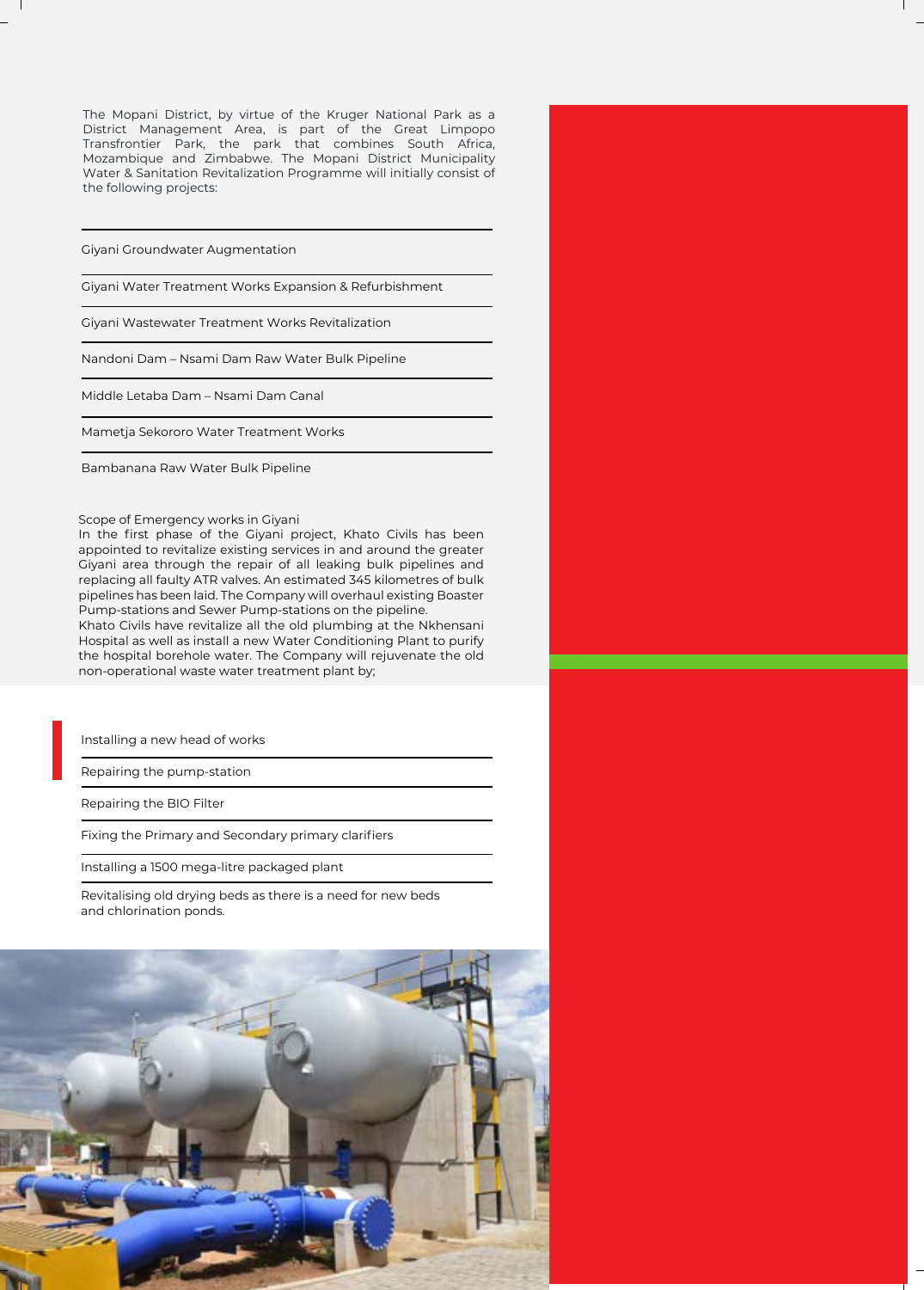The Mopani District, by virtue of the Kruger National Park as a District Management Area, is part of the Great Limpopo Transfrontier Park, the park that combines South Africa, Mozambique and Zimbabwe. The Mopani District Municipality Water & Sanitation Revitalization Programme will initially consist of the following projects:

- Giyani Groundwater Augmentation
- Giyani Water Treatment Works Expansion & Refurbishment
- Giyani Wastewater Treatment Works Revitalization
- Nandoni Dam – Nsami Dam Raw Water Bulk Pipeline
- Middle Letaba Dam – Nsami Dam Canal
- Mametja Sekororo Water Treatment Works
- Bambanana Raw Water Bulk Pipeline

Scope of Emergency works in Giyani

In the first phase of the Giyani project, Khato Civils has been appointed to revitalize existing services in and around the greater Giyani area through the repair of all leaking bulk pipelines and replacing all faulty ATR valves. An estimated 345 kilometres of bulk pipelines has been laid. The Company will overhaul existing Boaster Pump-stations and Sewer Pump-stations on the pipeline.

Khato Civils have revitalize all the old plumbing at the Nkhensani Hospital as well as install a new Water Conditioning Plant to purify the hospital borehole water. The Company will rejuvenate the old non-operational waste water treatment plant by;

- Installing a new head of works
- Repairing the pump-station
- Repairing the BIO Filter
- Fixing the Primary and Secondary primary clarifiers
- Installing a 1500 mega-litre packaged plant
- Revitalising old drying beds as there is a need for new beds and chlorination ponds.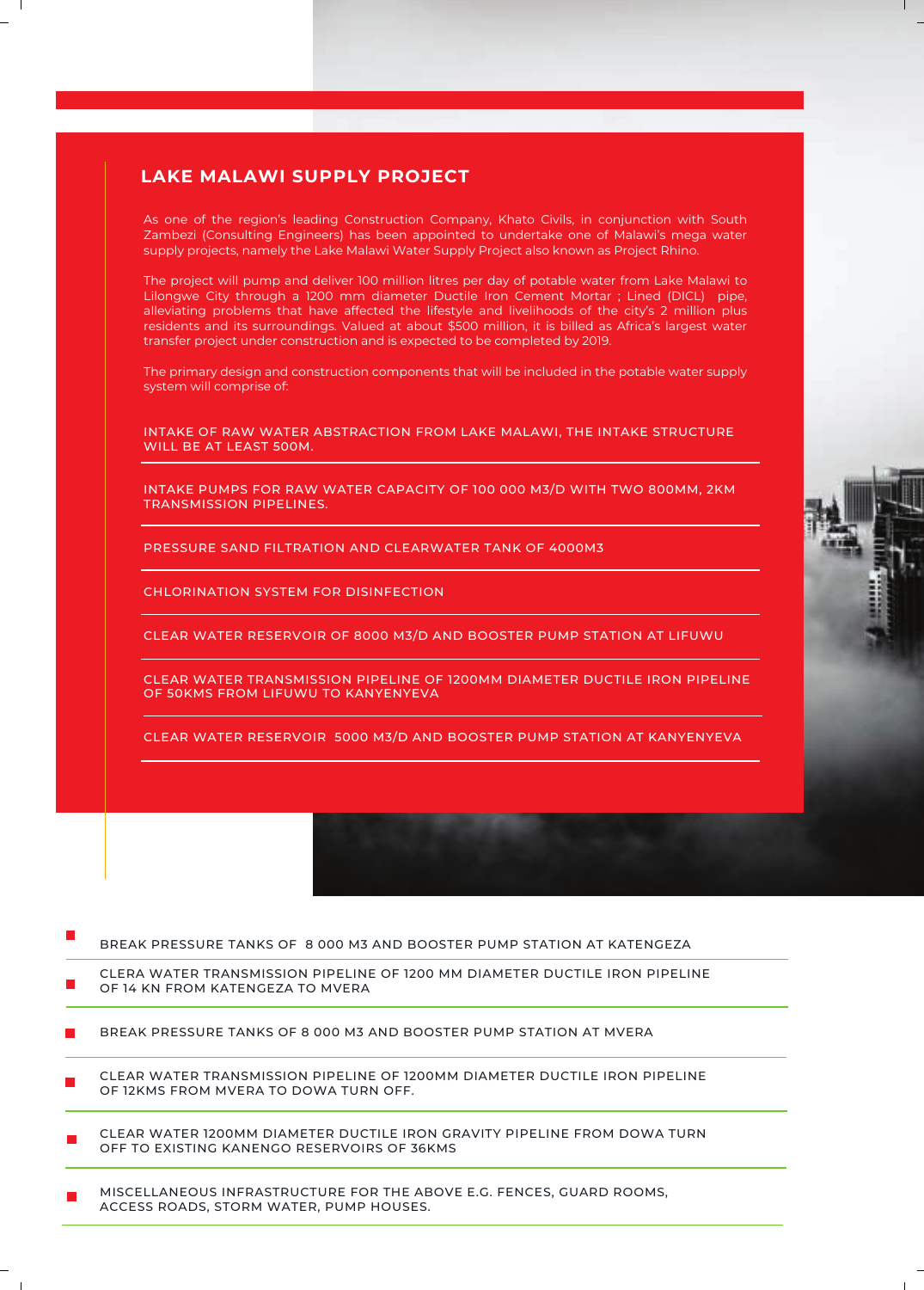## LAKE MALAWI SUPPLY PROJECT

As one of the region's leading Construction Company, Khato Civils, in conjunction with South Zambezi (Consulting Engineers) has been appointed to undertake one of Malawi's mega water supply projects, namely the Lake Malawi Water Supply Project also known as Project Rhino.

The project will pump and deliver 100 million litres per day of potable water from Lake Malawi to Lilongwe City through a 1200 mm diameter Ductile Iron Cement Mortar ; Lined (DICL) pipe, alleviating problems that have affected the lifestyle and livelihoods of the city's 2 million plus residents and its surroundings. Valued at about $500 million, it is billed as Africa's largest water transfer project under construction and is expected to be completed by 2019.

The primary design and construction components that will be included in the potable water supply system will comprise of:

- INTAKE OF RAW WATER ABSTRACTION FROM LAKE MALAWI, THE INTAKE STRUCTURE WILL BE AT LEAST 500M.
- INTAKE PUMPS FOR RAW WATER CAPACITY OF 100 000 M3/D WITH TWO 800MM, 2KM TRANSMISSION PIPELINES.
- PRESSURE SAND FILTRATION AND CLEARWATER TANK OF 4000M3
- CHLORINATION SYSTEM FOR DISINFECTION
- CLEAR WATER RESERVOIR OF 8000 M3/D AND BOOSTER PUMP STATION AT LIFUWU
- CLEAR WATER TRANSMISSION PIPELINE OF 1200MM DIAMETER DUCTILE IRON PIPELINE OF 50KMS FROM LIFUWU TO KANYENYEVA
- CLEAR WATER RESERVOIR 5000 M3/D AND BOOSTER PUMP STATION AT KANYENYEVA
- BREAK PRESSURE TANKS OF 8 000 M3 AND BOOSTER PUMP STATION AT KATENGEZA
- CLERA WATER TRANSMISSION PIPELINE OF 1200 MM DIAMETER DUCTILE IRON PIPELINE OF 14 KN FROM KATENGEZA TO MVERA
- BREAK PRESSURE TANKS OF 8 000 M3 AND BOOSTER PUMP STATION AT MVERA
- CLEAR WATER TRANSMISSION PIPELINE OF 1200MM DIAMETER DUCTILE IRON PIPELINE OF 12KMS FROM MVERA TO DOWA TURN OFF.
- CLEAR WATER 1200MM DIAMETER DUCTILE IRON GRAVITY PIPELINE FROM DOWA TURN OFF TO EXISTING KANENGO RESERVOIRS OF 36KMS
- MISCELLANEOUS INFRASTRUCTURE FOR THE ABOVE E.G. FENCES, GUARD ROOMS, ACCESS ROADS, STORM WATER, PUMP HOUSES.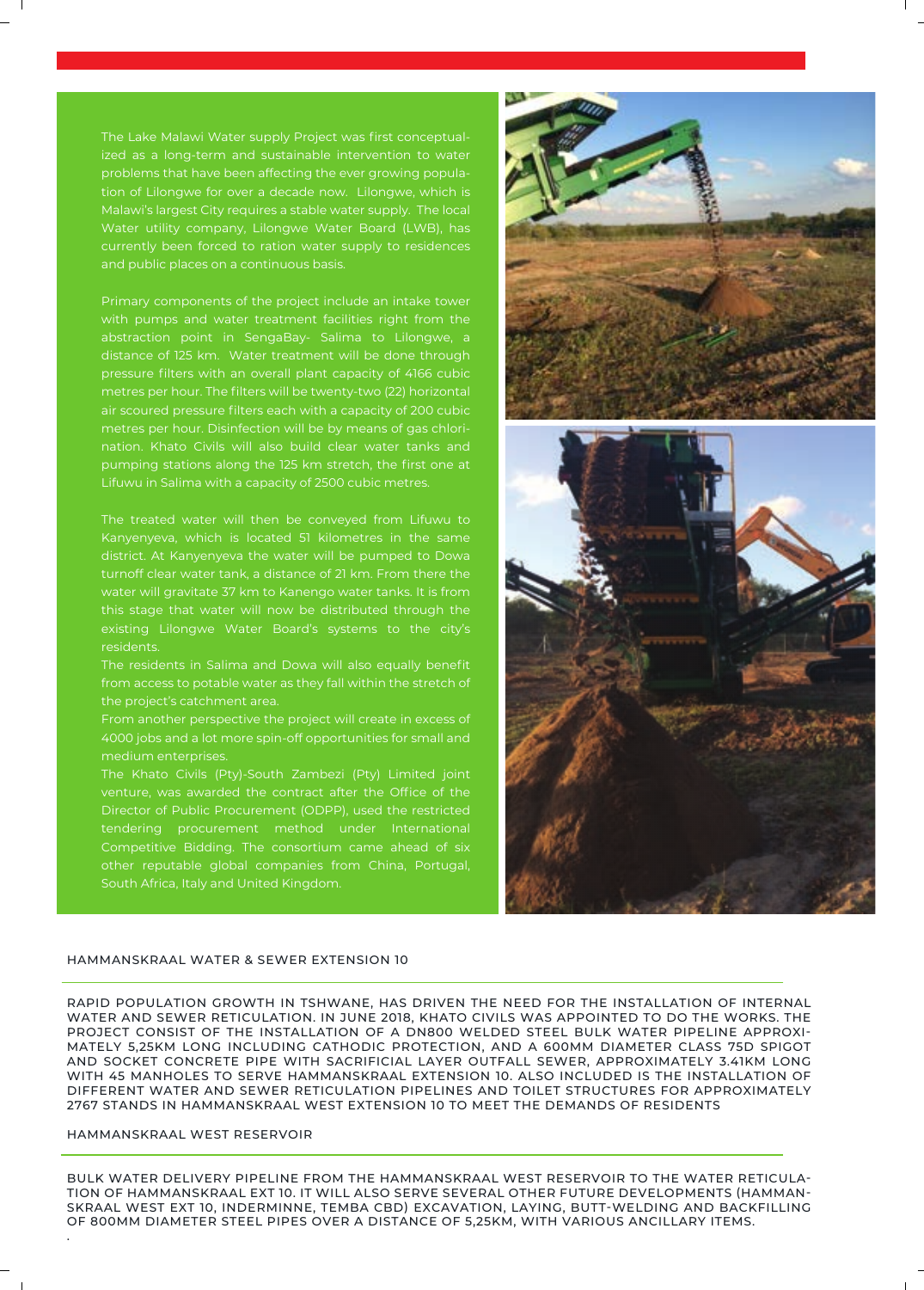The Lake Malawi Water supply Project was first conceptualized as a long-term and sustainable intervention to water problems that have been affecting the ever growing population of Lilongwe for over a decade now. Lilongwe, which is Malawi's largest City requires a stable water supply. The local Water utility company, Lilongwe Water Board (LWB), has currently been forced to ration water supply to residences and public places on a continuous basis.

Primary components of the project include an intake tower with pumps and water treatment facilities right from the abstraction point in SengaBay- Salima to Lilongwe, a distance of 125 km. Water treatment will be done through pressure filters with an overall plant capacity of 4166 cubic metres per hour. The filters will be twenty-two (22) horizontal air scoured pressure filters each with a capacity of 200 cubic metres per hour. Disinfection will be by means of gas chlorination. Khato Civils will also build clear water tanks and pumping stations along the 125 km stretch, the first one at Lifuwu in Salima with a capacity of 2500 cubic metres.

The treated water will then be conveyed from Lifuwu to Kanyenyeva, which is located 51 kilometres in the same district. At Kanyenyeva the water will be pumped to Dowa turnoff clear water tank, a distance of 21 km. From there the water will gravitate 37 km to Kanengo water tanks. It is from this stage that water will now be distributed through the existing Lilongwe Water Board's systems to the city's residents.

The residents in Salima and Dowa will also equally benefit from access to potable water as they fall within the stretch of the project's catchment area.

From another perspective the project will create in excess of 4000 jobs and a lot more spin-off opportunities for small and medium enterprises.

The Khato Civils (Pty)-South Zambezi (Pty) Limited joint venture, was awarded the contract after the Office of the Director of Public Procurement (ODPP), used the restricted tendering procurement method under International Competitive Bidding. The consortium came ahead of six other reputable global companies from China, Portugal, South Africa, Italy and United Kingdom.

## HAMMANSKRAAL WATER & SEWER EXTENSION 10

RAPID POPULATION GROWTH IN TSHWANE, HAS DRIVEN THE NEED FOR THE INSTALLATION OF INTERNAL WATER AND SEWER RETICULATION. IN JUNE 2018, KHATO CIVILS WAS APPOINTED TO DO THE WORKS. THE PROJECT CONSIST OF THE INSTALLATION OF A DN800 WELDED STEEL BULK WATER PIPELINE APPROXIMATELY 5,25KM LONG INCLUDING CATHODIC PROTECTION, AND A 600MM DIAMETER CLASS 75D SPIGOT AND SOCKET CONCRETE PIPE WITH SACRIFICIAL LAYER OUTFALL SEWER, APPROXIMATELY 3.41KM LONG WITH 45 MANHOLES TO SERVE HAMMANSKRAAL EXTENSION 10. ALSO INCLUDED IS THE INSTALLATION OF DIFFERENT WATER AND SEWER RETICULATION PIPELINES AND TOILET STRUCTURES FOR APPROXIMATELY 2767 STANDS IN HAMMANSKRAAL WEST EXTENSION 10 TO MEET THE DEMANDS OF RESIDENTS

## HAMMANSKRAAL WEST RESERVOIR

BULK WATER DELIVERY PIPELINE FROM THE HAMMANSKRAAL WEST RESERVOIR TO THE WATER RETICULATION OF HAMMANSKRAAL EXT 10. IT WILL ALSO SERVE SEVERAL OTHER FUTURE DEVELOPMENTS (HAMMANSKRAAL WEST EXT 10, INDERMINNE, TEMBA CBD) EXCAVATION, LAYING, BUTT-WELDING AND BACKFILLING OF 800MM DIAMETER STEEL PIPES OVER A DISTANCE OF 5,25KM, WITH VARIOUS ANCILLARY ITEMS.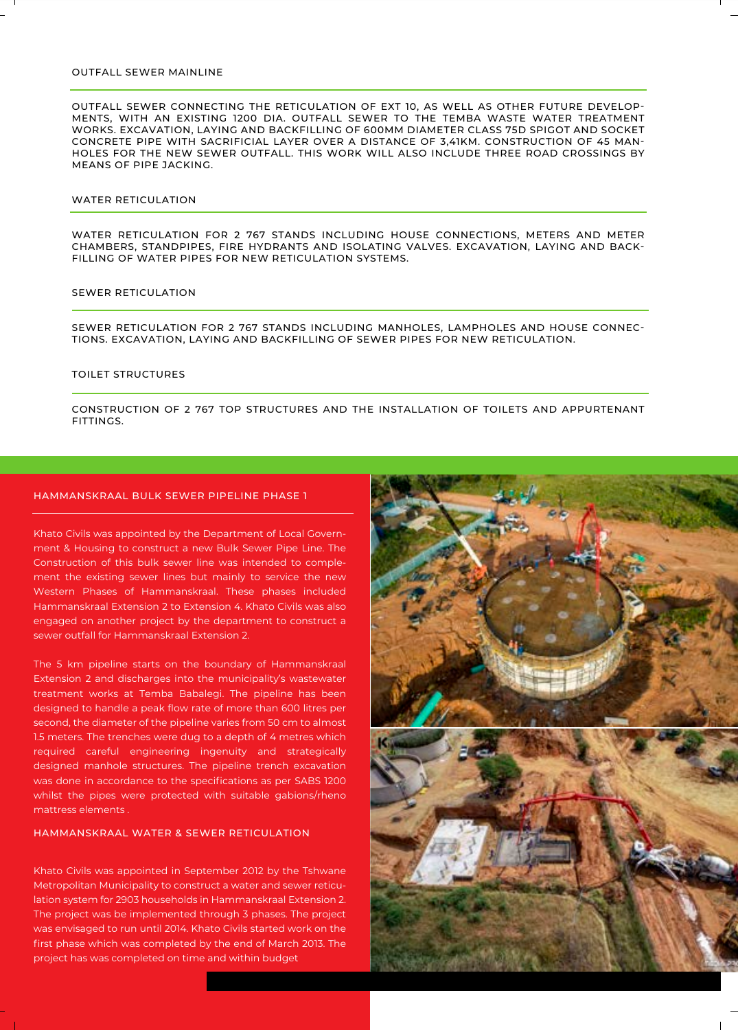### OUTFALL SEWER MAINLINE

OUTFALL SEWER CONNECTING THE RETICULATION OF EXT 10, AS WELL AS OTHER FUTURE DEVELOPMENTS, WITH AN EXISTING 1200 DIA. OUTFALL SEWER TO THE TEMBA WASTE WATER TREATMENT WORKS. EXCAVATION, LAYING AND BACKFILLING OF 600MM DIAMETER CLASS 75D SPIGOT AND SOCKET CONCRETE PIPE WITH SACRIFICIAL LAYER OVER A DISTANCE OF 3,41KM. CONSTRUCTION OF 45 MANHOLES FOR THE NEW SEWER OUTFALL. THIS WORK WILL ALSO INCLUDE THREE ROAD CROSSINGS BY MEANS OF PIPE JACKING.

### WATER RETICULATION

WATER RETICULATION FOR 2 767 STANDS INCLUDING HOUSE CONNECTIONS, METERS AND METER CHAMBERS, STANDPIPES, FIRE HYDRANTS AND ISOLATING VALVES. EXCAVATION, LAYING AND BACKFILLING OF WATER PIPES FOR NEW RETICULATION SYSTEMS.

### SEWER RETICULATION

SEWER RETICULATION FOR 2 767 STANDS INCLUDING MANHOLES, LAMPHOLES AND HOUSE CONNECTIONS. EXCAVATION, LAYING AND BACKFILLING OF SEWER PIPES FOR NEW RETICULATION.

### TOILET STRUCTURES

CONSTRUCTION OF 2 767 TOP STRUCTURES AND THE INSTALLATION OF TOILETS AND APPURTENANT FITTINGS.

### HAMMANSKRAAL BULK SEWER PIPELINE PHASE 1

Khato Civils was appointed by the Department of Local Government & Housing to construct a new Bulk Sewer Pipe Line. The Construction of this bulk sewer line was intended to complement the existing sewer lines but mainly to service the new Western Phases of Hammanskraal. These phases included Hammanskraal Extension 2 to Extension 4. Khato Civils was also engaged on another project by the department to construct a sewer outfall for Hammanskraal Extension 2.

The 5 km pipeline starts on the boundary of Hammanskraal Extension 2 and discharges into the municipality's wastewater treatment works at Temba Babalegi. The pipeline has been designed to handle a peak flow rate of more than 600 litres per second, the diameter of the pipeline varies from 50 cm to almost 1.5 meters. The trenches were dug to a depth of 4 metres which required careful engineering ingenuity and strategically designed manhole structures. The pipeline trench excavation was done in accordance to the specifications as per SABS 1200 whilst the pipes were protected with suitable gabions/rheno mattress elements .

### HAMMANSKRAAL WATER & SEWER RETICULATION

Khato Civils was appointed in September 2012 by the Tshwane Metropolitan Municipality to construct a water and sewer reticulation system for 2903 households in Hammanskraal Extension 2. The project was be implemented through 3 phases. The project was envisaged to run until 2014. Khato Civils started work on the first phase which was completed by the end of March 2013. The project has was completed on time and within budget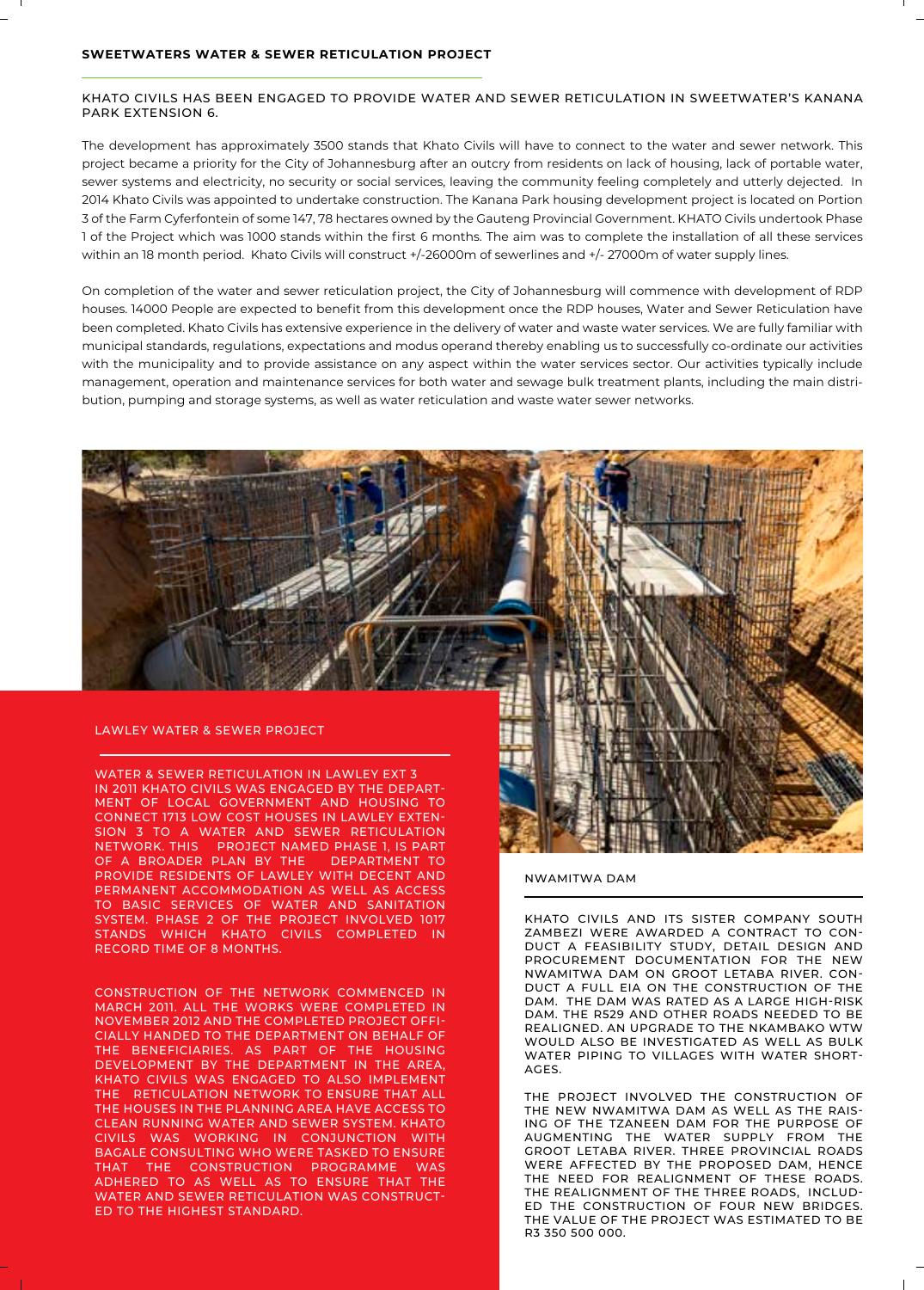## SWEETWATERS WATER & SEWER RETICULATION PROJECT

### KHATO CIVILS HAS BEEN ENGAGED TO PROVIDE WATER AND SEWER RETICULATION IN SWEETWATER'S KANANA PARK EXTENSION 6.

The development has approximately 3500 stands that Khato Civils will have to connect to the water and sewer network. This project became a priority for the City of Johannesburg after an outcry from residents on lack of housing, lack of portable water, sewer systems and electricity, no security or social services, leaving the community feeling completely and utterly dejected. In 2014 Khato Civils was appointed to undertake construction. The Kanana Park housing development project is located on Portion 3 of the Farm Cyferfontein of some 147, 78 hectares owned by the Gauteng Provincial Government. KHATO Civils undertook Phase 1 of the Project which was 1000 stands within the first 6 months. The aim was to complete the installation of all these services within an 18 month period. Khato Civils will construct +/-26000m of sewerlines and +/- 27000m of water supply lines.

On completion of the water and sewer reticulation project, the City of Johannesburg will commence with development of RDP houses. 14000 People are expected to benefit from this development once the RDP houses, Water and Sewer Reticulation have been completed. Khato Civils has extensive experience in the delivery of water and waste water services. We are fully familiar with municipal standards, regulations, expectations and modus operand thereby enabling us to successfully co-ordinate our activities with the municipality and to provide assistance on any aspect within the water services sector. Our activities typically include management, operation and maintenance services for both water and sewage bulk treatment plants, including the main distribution, pumping and storage systems, as well as water reticulation and waste water sewer networks.

## LAWLEY WATER & SEWER PROJECT

WATER & SEWER RETICULATION IN LAWLEY EXT 3
IN 2011 KHATO CIVILS WAS ENGAGED BY THE DEPARTMENT OF LOCAL GOVERNMENT AND HOUSING TO CONNECT 1713 LOW COST HOUSES IN LAWLEY EXTENSION 3 TO A WATER AND SEWER RETICULATION NETWORK. THIS PROJECT NAMED PHASE 1, IS PART OF A BROADER PLAN BY THE DEPARTMENT TO PROVIDE RESIDENTS OF LAWLEY WITH DECENT AND PERMANENT ACCOMMODATION AS WELL AS ACCESS TO BASIC SERVICES OF WATER AND SANITATION SYSTEM. PHASE 2 OF THE PROJECT INVOLVED 1017 STANDS WHICH KHATO CIVILS COMPLETED IN RECORD TIME OF 8 MONTHS.

CONSTRUCTION OF THE NETWORK COMMENCED IN MARCH 2011. ALL THE WORKS WERE COMPLETED IN NOVEMBER 2012 AND THE COMPLETED PROJECT OFFICIALLY HANDED TO THE DEPARTMENT ON BEHALF OF THE BENEFICIARIES. AS PART OF THE HOUSING DEVELOPMENT BY THE DEPARTMENT IN THE AREA, KHATO CIVILS WAS ENGAGED TO ALSO IMPLEMENT THE RETICULATION NETWORK TO ENSURE THAT ALL THE HOUSES IN THE PLANNING AREA HAVE ACCESS TO CLEAN RUNNING WATER AND SEWER SYSTEM. KHATO CIVILS WAS WORKING IN CONJUNCTION WITH BAGALE CONSULTING WHO WERE TASKED TO ENSURE THAT THE CONSTRUCTION PROGRAMME WAS ADHERED TO AS WELL AS TO ENSURE THAT THE WATER AND SEWER RETICULATION WAS CONSTRUCTED TO THE HIGHEST STANDARD.

## NWAMITWA DAM

KHATO CIVILS AND ITS SISTER COMPANY SOUTH ZAMBEZI WERE AWARDED A CONTRACT TO CONDUCT A FEASIBILITY STUDY, DETAIL DESIGN AND PROCUREMENT DOCUMENTATION FOR THE NEW NWAMITWA DAM ON GROOT LETABA RIVER. CONDUCT A FULL EIA ON THE CONSTRUCTION OF THE DAM. THE DAM WAS RATED AS A LARGE HIGH-RISK DAM. THE R529 AND OTHER ROADS NEEDED TO BE REALIGNED. AN UPGRADE TO THE NKAMBAKO WTW WOULD ALSO BE INVESTIGATED AS WELL AS BULK WATER PIPING TO VILLAGES WITH WATER SHORTAGES.

THE PROJECT INVOLVED THE CONSTRUCTION OF THE NEW NWAMITWA DAM AS WELL AS THE RAISING OF THE TZANEEN DAM FOR THE PURPOSE OF AUGMENTING THE WATER SUPPLY FROM THE GROOT LETABA RIVER. THREE PROVINCIAL ROADS WERE AFFECTED BY THE PROPOSED DAM, HENCE THE NEED FOR REALIGNMENT OF THESE ROADS. THE REALIGNMENT OF THE THREE ROADS, INCLUDED THE CONSTRUCTION OF FOUR NEW BRIDGES. THE VALUE OF THE PROJECT WAS ESTIMATED TO BE R3 350 500 000.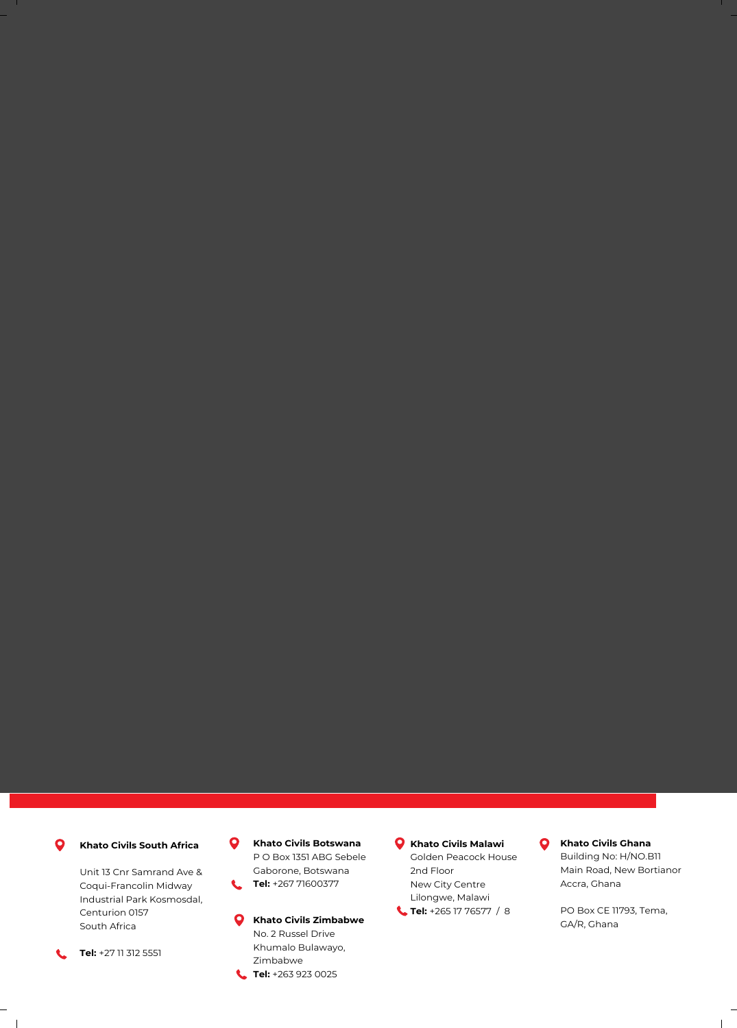**Khato Civils South Africa**

Unit 13 Cnr Samrand Ave &
Coqui-Francolin Midway
Industrial Park Kosmosdal,
Centurion 0157
South Africa

**Tel:** +27 11 312 5551

**Khato Civils Botswana**
P O Box 1351 ABG Sebele
Gaborone, Botswana
**Tel:** +267 71600377

**Khato Civils Zimbabwe**
No. 2 Russel Drive
Khumalo Bulawayo,
Zimbabwe
**Tel:** +263 923 0025

**Khato Civils Malawi**
Golden Peacock House
2nd Floor
New City Centre
Lilongwe, Malawi
**Tel:** +265 17 76577 / 8

**Khato Civils Ghana**
Building No: H/NO.B11
Main Road, New Bortianor
Accra, Ghana

PO Box CE 11793, Tema,
GA/R, Ghana